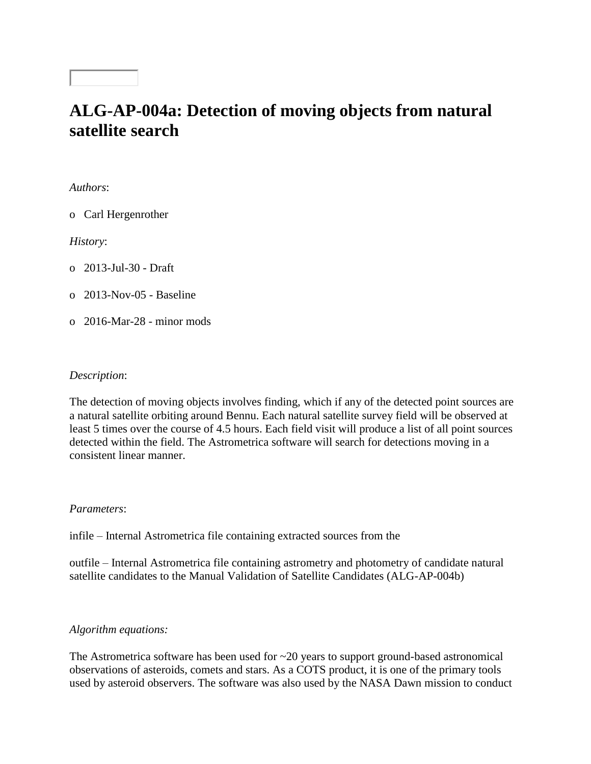# ALG-AP-004a: Detection of moving objects from natural satellite search

*Authors*:

- Carl Hergenrother

*History*:

- 2013-Jul-30 - Draft
- 2013-Nov-05 - Baseline
- 2016-Mar-28 - minor mods

*Description*:

The detection of moving objects involves finding, which if any of the detected point sources are a natural satellite orbiting around Bennu. Each natural satellite survey field will be observed at least 5 times over the course of 4.5 hours. Each field visit will produce a list of all point sources detected within the field. The Astrometrica software will search for detections moving in a consistent linear manner.

*Parameters*:

infile – Internal Astrometrica file containing extracted sources from the

outfile – Internal Astrometrica file containing astrometry and photometry of candidate natural satellite candidates to the Manual Validation of Satellite Candidates (ALG-AP-004b)

*Algorithm equations:*

The Astrometrica software has been used for ~20 years to support ground-based astronomical observations of asteroids, comets and stars. As a COTS product, it is one of the primary tools used by asteroid observers. The software was also used by the NASA Dawn mission to conduct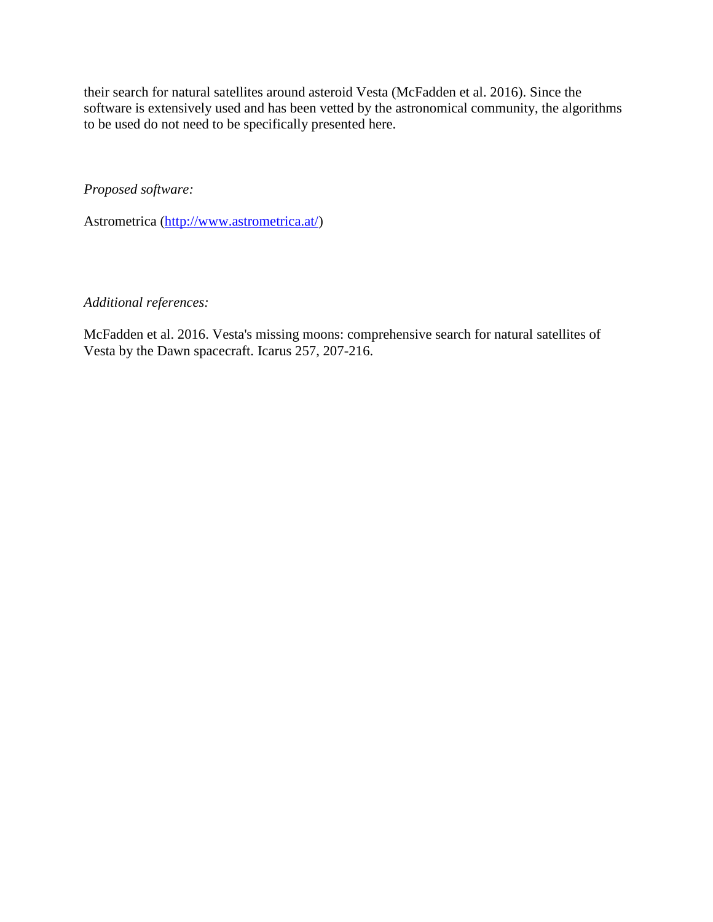their search for natural satellites around asteroid Vesta (McFadden et al. 2016). Since the software is extensively used and has been vetted by the astronomical community, the algorithms to be used do not need to be specifically presented here.

*Proposed software:*

Astrometrica ([http://www.astrometrica.at/](http://www.astrometrica.at/))

*Additional references:*

McFadden et al. 2016. Vesta's missing moons: comprehensive search for natural satellites of Vesta by the Dawn spacecraft. Icarus 257, 207-216.